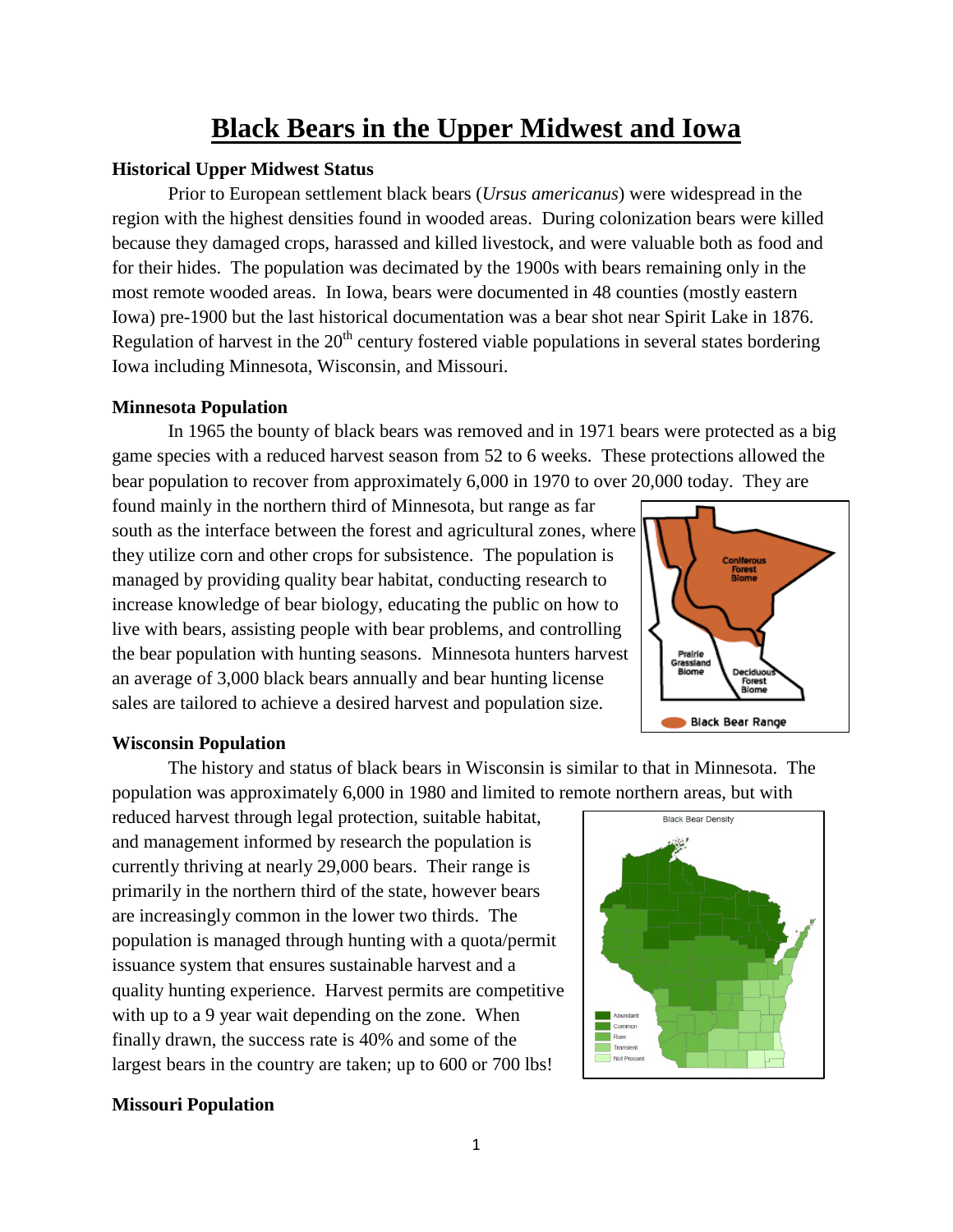# Black Bears in the Upper Midwest and Iowa

### Historical Upper Midwest Status

Prior to European settlement black bears (*Ursus americanus*) were widespread in the region with the highest densities found in wooded areas. During colonization bears were killed because they damaged crops, harassed and killed livestock, and were valuable both as food and for their hides. The population was decimated by the 1900s with bears remaining only in the most remote wooded areas. In Iowa, bears were documented in 48 counties (mostly eastern Iowa) pre-1900 but the last historical documentation was a bear shot near Spirit Lake in 1876. Regulation of harvest in the 20th century fostered viable populations in several states bordering Iowa including Minnesota, Wisconsin, and Missouri.

### Minnesota Population

In 1965 the bounty of black bears was removed and in 1971 bears were protected as a big game species with a reduced harvest season from 52 to 6 weeks. These protections allowed the bear population to recover from approximately 6,000 in 1970 to over 20,000 today. They are found mainly in the northern third of Minnesota, but range as far south as the interface between the forest and agricultural zones, where they utilize corn and other crops for subsistence. The population is managed by providing quality bear habitat, conducting research to increase knowledge of bear biology, educating the public on how to live with bears, assisting people with bear problems, and controlling the bear population with hunting seasons. Minnesota hunters harvest an average of 3,000 black bears annually and bear hunting license sales are tailored to achieve a desired harvest and population size.

Coniferous Forest Biome; Prairie Grassland Biome; Deciduous Forest Biome

Black Bear Range

### Wisconsin Population

The history and status of black bears in Wisconsin is similar to that in Minnesota. The population was approximately 6,000 in 1980 and limited to remote northern areas, but with reduced harvest through legal protection, suitable habitat, and management informed by research the population is currently thriving at nearly 29,000 bears. Their range is primarily in the northern third of the state, however bears are increasingly common in the lower two thirds. The population is managed through hunting with a quota/permit issuance system that ensures sustainable harvest and a quality hunting experience. Harvest permits are competitive with up to a 9 year wait depending on the zone. When finally drawn, the success rate is 40% and some of the largest bears in the country are taken; up to 600 or 700 lbs!

Black Bear Density

Abundant; Common; Rare; Transient; Not Present

### Missouri Population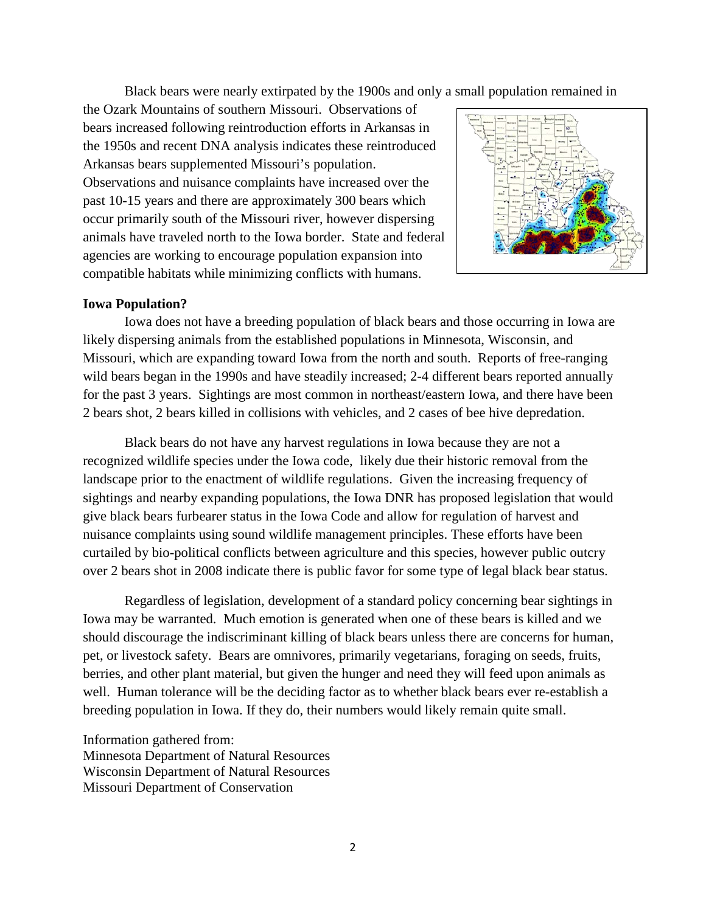Black bears were nearly extirpated by the 1900s and only a small population remained in the Ozark Mountains of southern Missouri. Observations of bears increased following reintroduction efforts in Arkansas in the 1950s and recent DNA analysis indicates these reintroduced Arkansas bears supplemented Missouri's population. Observations and nuisance complaints have increased over the past 10-15 years and there are approximately 300 bears which occur primarily south of the Missouri river, however dispersing animals have traveled north to the Iowa border. State and federal agencies are working to encourage population expansion into compatible habitats while minimizing conflicts with humans.

**Iowa Population?**

Iowa does not have a breeding population of black bears and those occurring in Iowa are likely dispersing animals from the established populations in Minnesota, Wisconsin, and Missouri, which are expanding toward Iowa from the north and south. Reports of free-ranging wild bears began in the 1990s and have steadily increased; 2-4 different bears reported annually for the past 3 years. Sightings are most common in northeast/eastern Iowa, and there have been 2 bears shot, 2 bears killed in collisions with vehicles, and 2 cases of bee hive depredation.

Black bears do not have any harvest regulations in Iowa because they are not a recognized wildlife species under the Iowa code, likely due their historic removal from the landscape prior to the enactment of wildlife regulations. Given the increasing frequency of sightings and nearby expanding populations, the Iowa DNR has proposed legislation that would give black bears furbearer status in the Iowa Code and allow for regulation of harvest and nuisance complaints using sound wildlife management principles. These efforts have been curtailed by bio-political conflicts between agriculture and this species, however public outcry over 2 bears shot in 2008 indicate there is public favor for some type of legal black bear status.

Regardless of legislation, development of a standard policy concerning bear sightings in Iowa may be warranted. Much emotion is generated when one of these bears is killed and we should discourage the indiscriminant killing of black bears unless there are concerns for human, pet, or livestock safety. Bears are omnivores, primarily vegetarians, foraging on seeds, fruits, berries, and other plant material, but given the hunger and need they will feed upon animals as well. Human tolerance will be the deciding factor as to whether black bears ever re-establish a breeding population in Iowa. If they do, their numbers would likely remain quite small.

Information gathered from:
Minnesota Department of Natural Resources
Wisconsin Department of Natural Resources
Missouri Department of Conservation